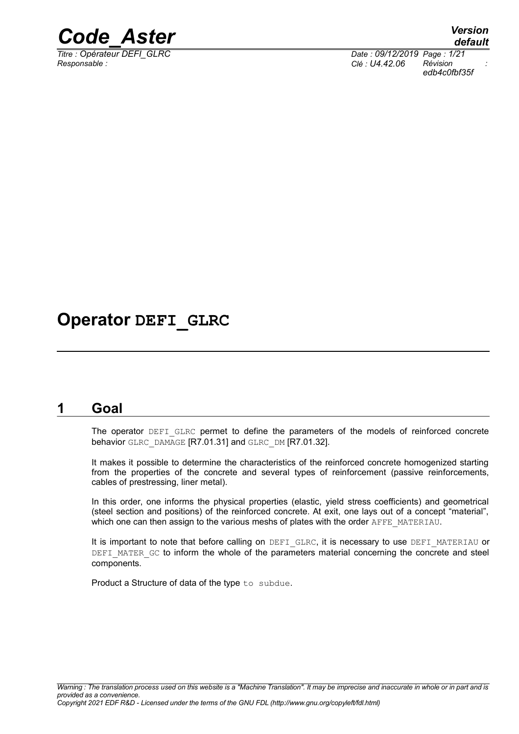# Operator DEFI_GLRC

## 1 Goal

The operator DEFI_GLRC permet to define the parameters of the models of reinforced concrete behavior GLRC_DAMAGE [R7.01.31] and GLRC_DM [R7.01.32].

It makes it possible to determine the characteristics of the reinforced concrete homogenized starting from the properties of the concrete and several types of reinforcement (passive reinforcements, cables of prestressing, liner metal).

In this order, one informs the physical properties (elastic, yield stress coefficients) and geometrical (steel section and positions) of the reinforced concrete. At exit, one lays out of a concept "material", which one can then assign to the various meshs of plates with the order AFFE_MATERIAU.

It is important to note that before calling on DEFI_GLRC, it is necessary to use DEFI_MATERIAU or DEFI_MATER_GC to inform the whole of the parameters material concerning the concrete and steel components.

Product a Structure of data of the type to subdue.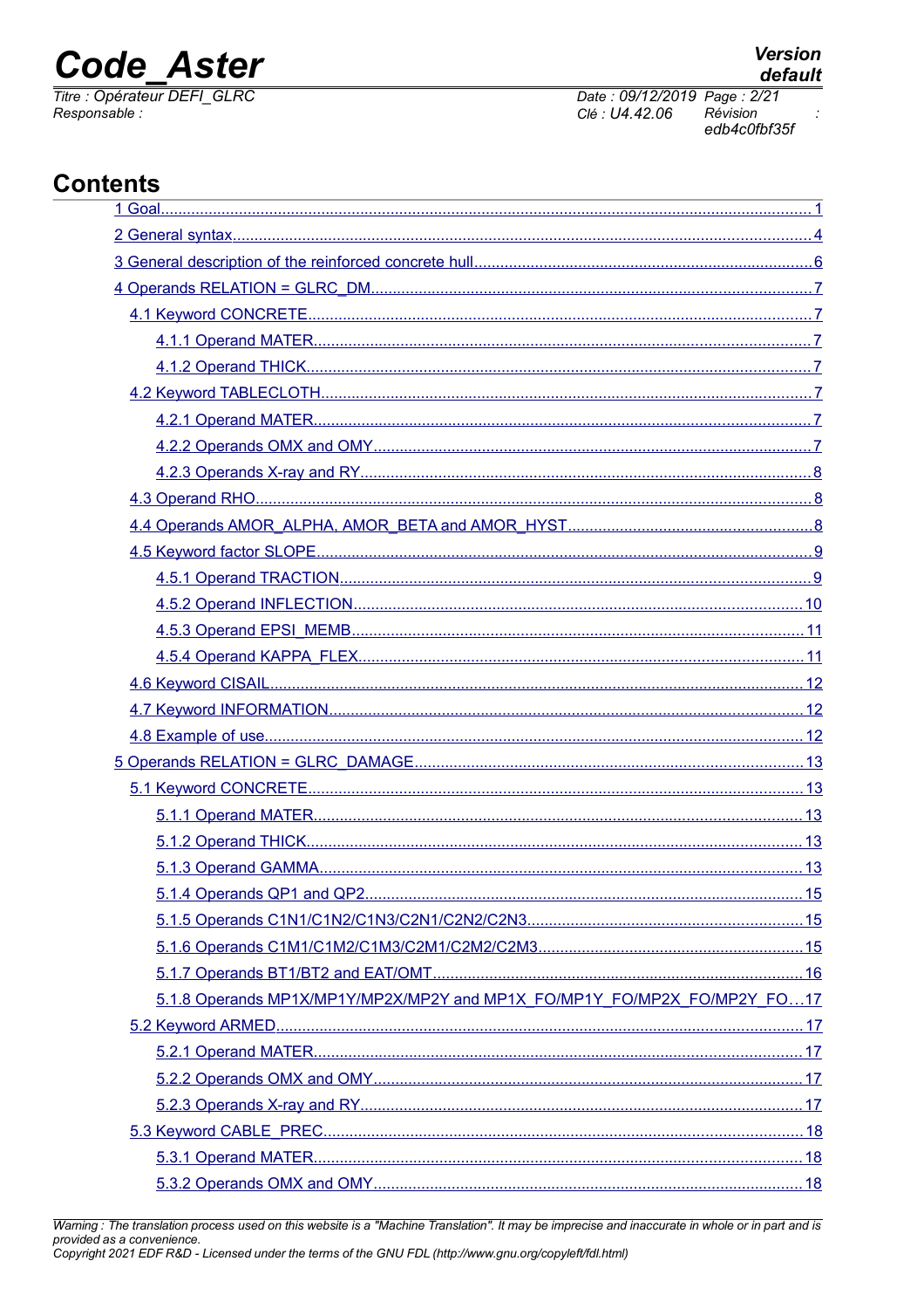# Contents

1 Goal........................................................................................................................................1

2 General syntax..........................................................................................................................4

3 General description of the reinforced concrete hull......................................................................6

4 Operands RELATION = GLRC_DM..............................................................................................7

- 4.1 Keyword CONCRETE............................................................................................................7
  - 4.1.1 Operand MATER...........................................................................................................7
  - 4.1.2 Operand THICK............................................................................................................7
- 4.2 Keyword TABLECLOTH..........................................................................................................7
  - 4.2.1 Operand MATER...........................................................................................................7
  - 4.2.2 Operands OMX and OMY..............................................................................................7
  - 4.2.3 Operands X-ray and RY.................................................................................................8
- 4.3 Operand RHO......................................................................................................................8
- 4.4 Operands AMOR_ALPHA, AMOR_BETA and AMOR_HYST..........................................................8
- 4.5 Keyword factor SLOPE..........................................................................................................9
  - 4.5.1 Operand TRACTION......................................................................................................9
  - 4.5.2 Operand INFLECTION..................................................................................................10
  - 4.5.3 Operand EPSI_MEMB...................................................................................................11
  - 4.5.4 Operand KAPPA_FLEX.................................................................................................11
- 4.6 Keyword CISAIL..................................................................................................................12
- 4.7 Keyword INFORMATION......................................................................................................12
- 4.8 Example of use...................................................................................................................12

5 Operands RELATION = GLRC_DAMAGE......................................................................................13

- 5.1 Keyword CONCRETE............................................................................................................13
  - 5.1.1 Operand MATER..........................................................................................................13
  - 5.1.2 Operand THICK...........................................................................................................13
  - 5.1.3 Operand GAMMA.........................................................................................................13
  - 5.1.4 Operands QP1 and QP2...............................................................................................15
  - 5.1.5 Operands C1N1/C1N2/C1N3/C2N1/C2N2/C2N3...............................................................15
  - 5.1.6 Operands C1M1/C1M2/C1M3/C2M1/C2M2/C2M3............................................................15
  - 5.1.7 Operands BT1/BT2 and EAT/OMT....................................................................................16
  - 5.1.8 Operands MP1X/MP1Y/MP2X/MP2Y and MP1X_FO/MP1Y_FO/MP2X_FO/MP2Y_FO...17
- 5.2 Keyword ARMED.................................................................................................................17
  - 5.2.1 Operand MATER..........................................................................................................17
  - 5.2.2 Operands OMX and OMY.............................................................................................17
  - 5.2.3 Operands X-ray and RY................................................................................................17
- 5.3 Keyword CABLE_PREC........................................................................................................18
  - 5.3.1 Operand MATER..........................................................................................................18
  - 5.3.2 Operands OMX and OMY.............................................................................................18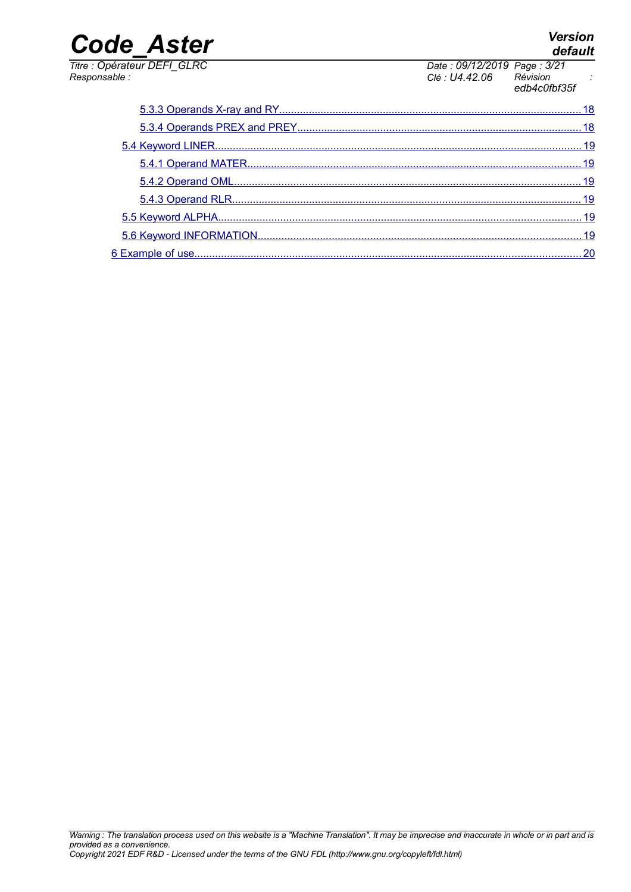5.3.3 Operands X-ray and RY.....18

5.3.4 Operands PREX and PREY.....18

5.4 Keyword LINER.....19

5.4.1 Operand MATER.....19

5.4.2 Operand OML.....19

5.4.3 Operand RLR.....19

5.5 Keyword ALPHA.....19

5.6 Keyword INFORMATION.....19

6 Example of use.....20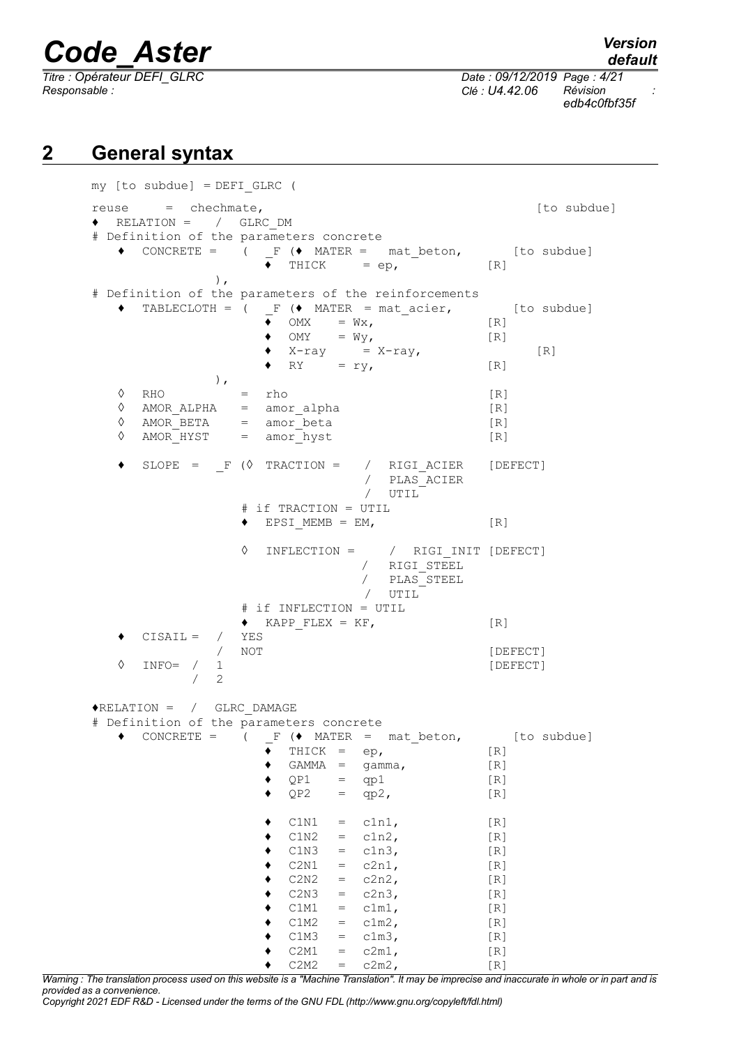## 2 General syntax

```
my [to subdue] = DEFI_GLRC (

reuse      =  chechmate,                                          [to subdue]
♦  RELATION =   /  GLRC_DM
# Definition of the parameters concrete
   ♦  CONCRETE =    (   _F (♦  MATER =   mat_beton,          [to subdue]
                        ♦   THICK     = ep,                [R]
               ),
# Definition of the parameters of the reinforcements
   ♦  TABLECLOTH = (   _F (♦  MATER = mat_acier,          [to subdue]
                        ♦   OMX     = Wx,                  [R]
                        ♦   OMY     = Wy,                  [R]
                        ♦   X-ray      = X-ray,                [R]
                        ♦   RY      = ry,                  [R]
               ),
   ◊  RHO           =  rho                                 [R]
   ◊  AMOR_ALPHA    =  amor_alpha                          [R]
   ◊  AMOR_BETA     =  amor_beta                           [R]
   ◊  AMOR_HYST     =  amor_hyst                           [R]

   ♦  SLOPE  =   _F (◊  TRACTION =    /  RIGI_ACIER    [DEFECT]
                                      /  PLAS_ACIER
                                      /  UTIL
                    # if TRACTION = UTIL
                    ♦  EPSI_MEMB = EM,                     [R]

                    ◊   INFLECTION =     /  RIGI_INIT  [DEFECT]
                                     /  RIGI_STEEL
                                     /  PLAS_STEEL
                                     /  UTIL
                    # if INFLECTION = UTIL
                    ♦  KAPP_FLEX = KF,                     [R]
   ♦  CISAIL =  /  YES
                /  NOT                                     [DEFECT]
   ◊  INFO=  /  1                                          [DEFECT]
             /  2

♦RELATION =  /  GLRC_DAMAGE
# Definition of the parameters concrete
   ♦  CONCRETE =    (   _F (♦  MATER  =  mat_beton,        [to subdue]
                        ♦  THICK  =  ep,                   [R]
                        ♦  GAMMA  =  gamma,                [R]
                        ♦  QP1    =  qp1                   [R]
                        ♦  QP2    =  qp2,                  [R]

                        ♦  C1N1   =  c1n1,                 [R]
                        ♦  C1N2   =  c1n2,                 [R]
                        ♦  C1N3   =  c1n3,                 [R]
                        ♦  C2N1   =  c2n1,                 [R]
                        ♦  C2N2   =  c2n2,                 [R]
                        ♦  C2N3   =  c2n3,                 [R]
                        ♦  C1M1   =  c1m1,                 [R]
                        ♦  C1M2   =  c1m2,                 [R]
                        ♦  C1M3   =  c1m3,                 [R]
                        ♦  C2M1   =  c2m1,                 [R]
                        ♦  C2M2   =  c2m2,                 [R]
```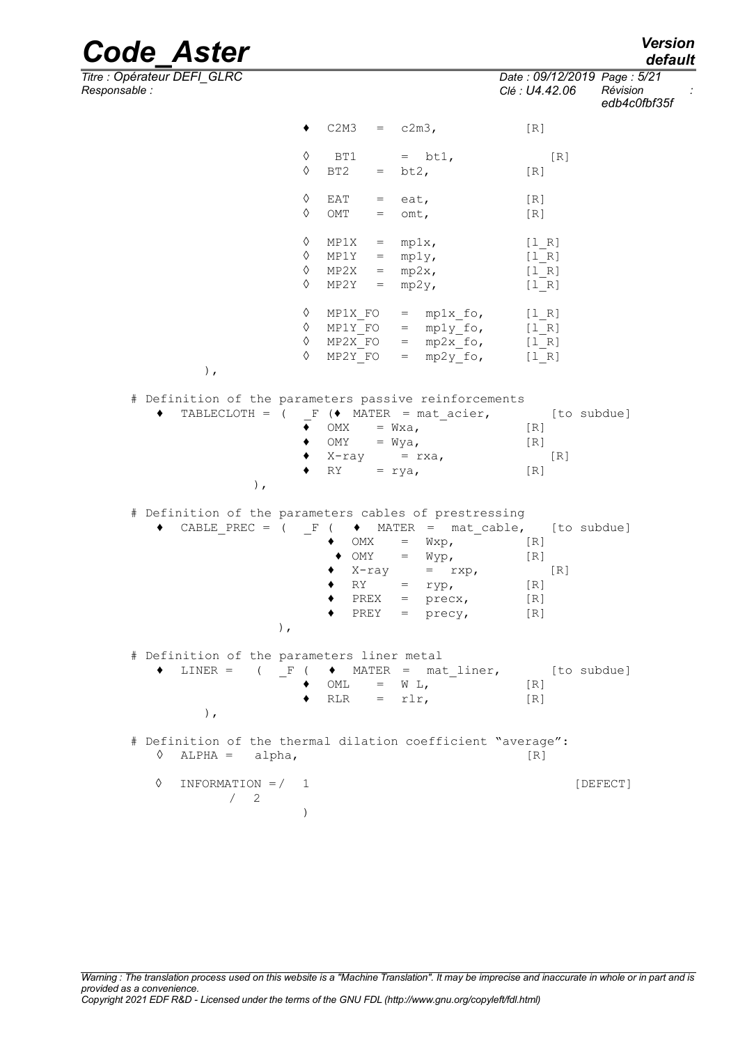```
                        ♦  C2M3   =  c2m3,              [R]

                        ◊   BT1      =  bt1,              [R]
                        ◊  BT2    =  bt2,               [R]

                        ◊  EAT    =  eat,               [R]
                        ◊  OMT    =  omt,               [R]

                        ◊  MP1X   =  mp1x,              [l_R]
                        ◊  MP1Y   =  mp1y,              [l_R]
                        ◊  MP2X   =  mp2x,              [l_R]
                        ◊  MP2Y   =  mp2y,              [l_R]

                        ◊  MP1X_FO   =  mp1x_fo,        [l_R]
                        ◊  MP1Y_FO   =  mp1y_fo,        [l_R]
                        ◊  MP2X_FO   =  mp2x_fo,        [l_R]
                        ◊  MP2Y_FO   =  mp2y_fo,        [l_R]
        ),

# Definition of the parameters passive reinforcements
   ♦  TABLECLOTH = (  _F (♦ MATER  = mat_acier,        [to subdue]
                        ♦  OMX    = Wxa,              [R]
                        ♦  OMY    = Wya,              [R]
                        ♦  X-ray     = rxa,              [R]
                        ♦  RY     = rya,              [R]
              ),

# Definition of the parameters cables of prestressing
   ♦  CABLE_PREC = (  _F (  ♦  MATER  =  mat_cable,    [to subdue]
                         ♦  OMX    =  Wxp,            [R]
                          ♦ OMY    =  Wyp,            [R]
                         ♦  X-ray     =  rxp,            [R]
                         ♦  RY     =  ryp,            [R]
                         ♦  PREX   =  precx,          [R]
                         ♦  PREY   =  precy,          [R]
                 ),

# Definition of the parameters liner metal
   ♦  LINER =    (  _F (  ♦  MATER  =  mat_liner,      [to subdue]
                        ♦  OML    =  W L,             [R]
                        ♦  RLR    =  rlr,             [R]
        ),

# Definition of the thermal dilation coefficient "average":
   ◊  ALPHA =   alpha,                            [R]

   ◊  INFORMATION =/  1                                      [DEFECT]
           /  2
                    )
```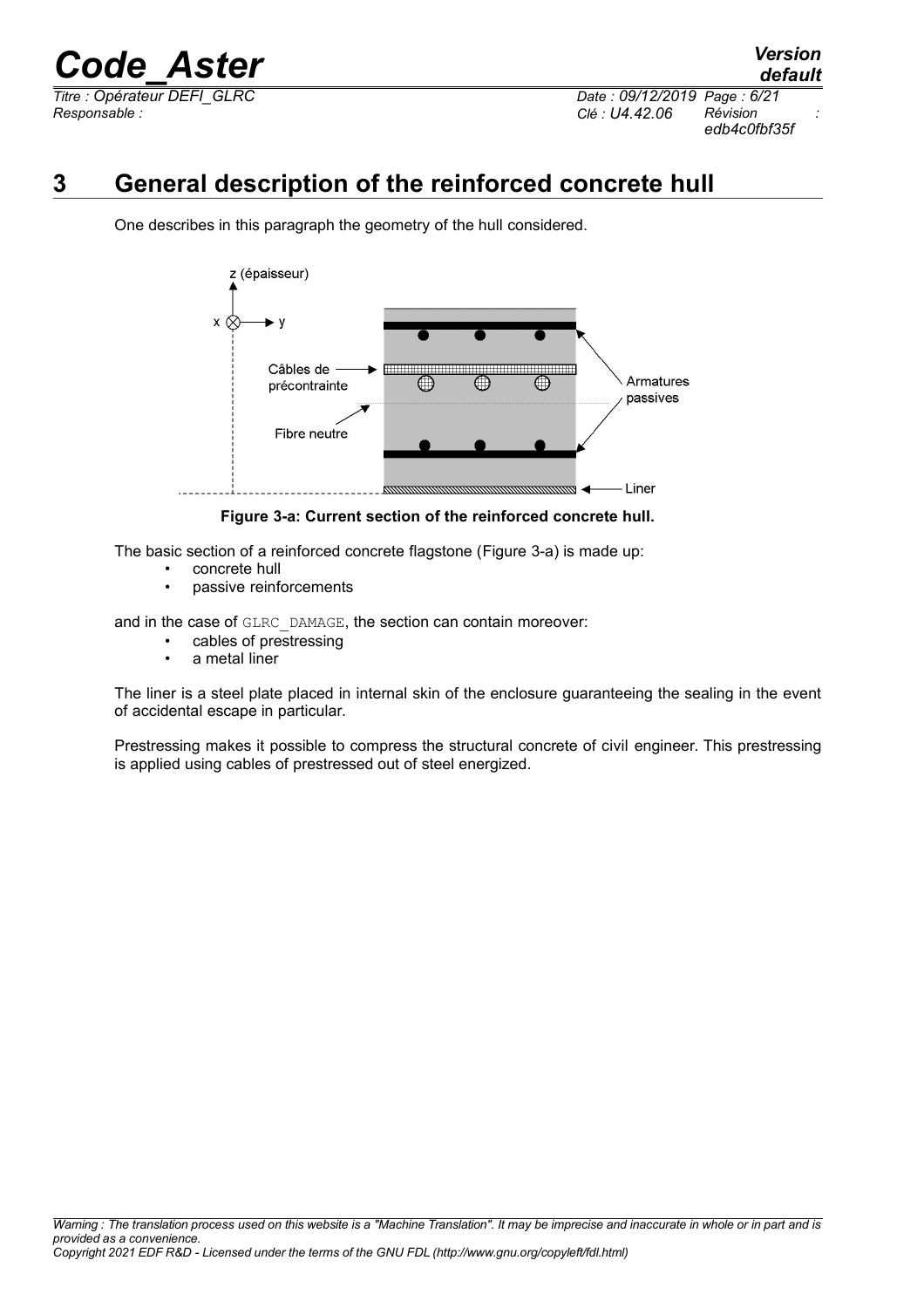# 3 General description of the reinforced concrete hull

One describes in this paragraph the geometry of the hull considered.

**Figure 3-a: Current section of the reinforced concrete hull.**

The basic section of a reinforced concrete flagstone (Figure 3-a) is made up:

- concrete hull
- passive reinforcements

and in the case of GLRC_DAMAGE, the section can contain moreover:

- cables of prestressing
- a metal liner

The liner is a steel plate placed in internal skin of the enclosure guaranteeing the sealing in the event of accidental escape in particular.

Prestressing makes it possible to compress the structural concrete of civil engineer. This prestressing is applied using cables of prestressed out of steel energized.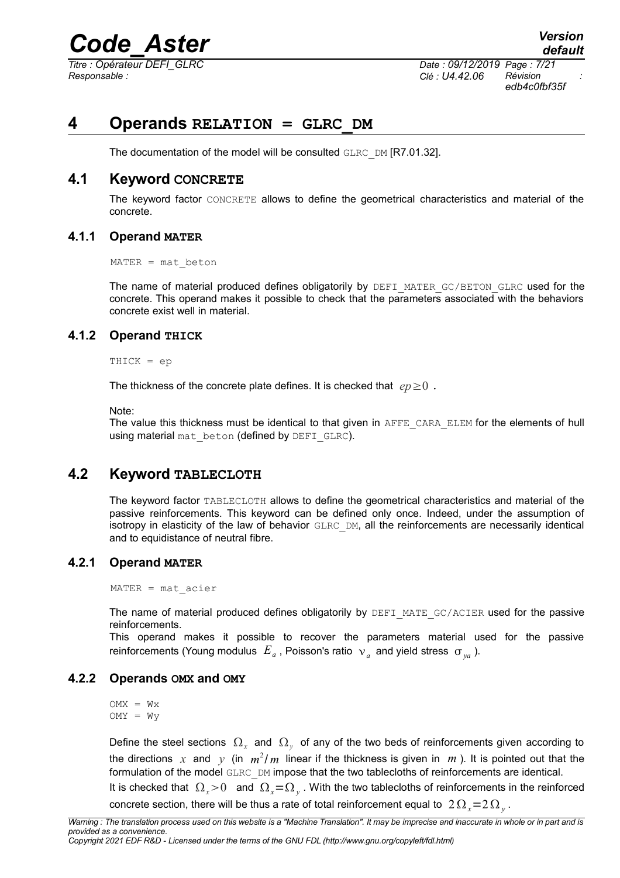# 4 Operands RELATION = GLRC_DM

The documentation of the model will be consulted GLRC_DM [R7.01.32].

## 4.1 Keyword CONCRETE

The keyword factor CONCRETE allows to define the geometrical characteristics and material of the concrete.

### 4.1.1 Operand MATER

```
MATER = mat_beton
```

The name of material produced defines obligatorily by DEFI_MATER_GC/BETON_GLRC used for the concrete. This operand makes it possible to check that the parameters associated with the behaviors concrete exist well in material.

### 4.1.2 Operand THICK

```
THICK = ep
```

The thickness of the concrete plate defines. It is checked that $ep \geq 0$ .

Note:
The value this thickness must be identical to that given in AFFE_CARA_ELEM for the elements of hull using material mat_beton (defined by DEFI_GLRC).

## 4.2 Keyword TABLECLOTH

The keyword factor TABLECLOTH allows to define the geometrical characteristics and material of the passive reinforcements. This keyword can be defined only once. Indeed, under the assumption of isotropy in elasticity of the law of behavior GLRC_DM, all the reinforcements are necessarily identical and to equidistance of neutral fibre.

### 4.2.1 Operand MATER

```
MATER = mat_acier
```

The name of material produced defines obligatorily by DEFI_MATE_GC/ACIER used for the passive reinforcements.
This operand makes it possible to recover the parameters material used for the passive reinforcements (Young modulus $E_a$ , Poisson's ratio $\nu_a$ and yield stress $\sigma_{ya}$ ).

### 4.2.2 Operands OMX and OMY

```
OMX = Wx
OMY = Wy
```

Define the steel sections $\Omega_x$ and $\Omega_y$ of any of the two beds of reinforcements given according to the directions $x$ and $y$ (in $m^2/m$ linear if the thickness is given in $m$ ). It is pointed out that the formulation of the model GLRC_DM impose that the two tablecloths of reinforcements are identical.
It is checked that $\Omega_x > 0$ and $\Omega_x = \Omega_y$ . With the two tablecloths of reinforcements in the reinforced concrete section, there will be thus a rate of total reinforcement equal to $2\Omega_x = 2\Omega_y$ .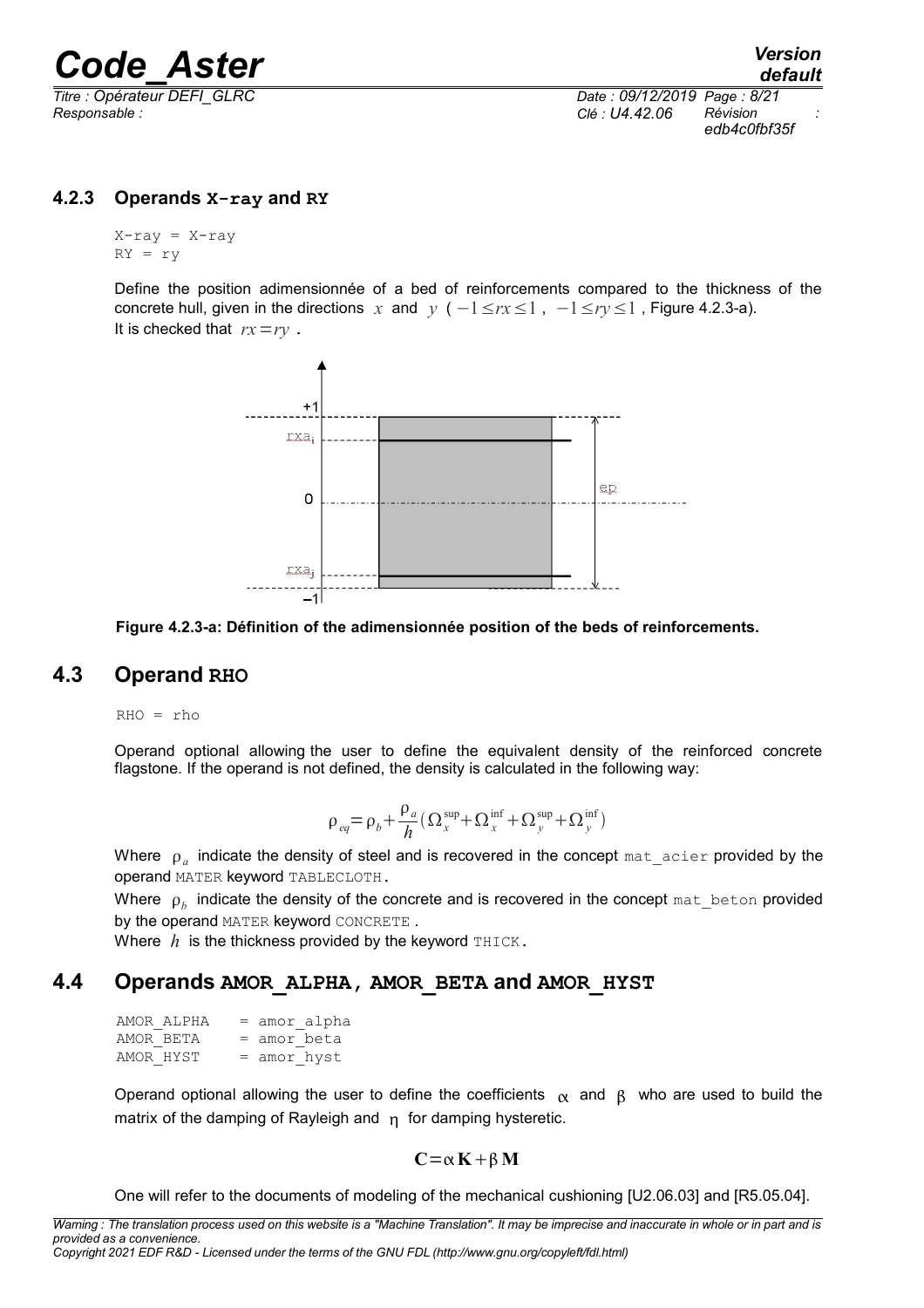### 4.2.3 Operands X-ray and RY

```
X-ray = X-ray
RY = ry
```

Define the position adimensionnée of a bed of reinforcements compared to the thickness of the concrete hull, given in the directions $x$ and $y$ ( $-1 \leq rx \leq 1$ , $-1 \leq ry \leq 1$ , Figure 4.2.3-a).
It is checked that $rx = ry$ .

**Figure 4.2.3-a: Définition of the adimensionnée position of the beds of reinforcements.**

## 4.3 Operand RHO

```
RHO = rho
```

Operand optional allowing the user to define the equivalent density of the reinforced concrete flagstone. If the operand is not defined, the density is calculated in the following way:

$$\rho_{eq} = \rho_b + \frac{\rho_a}{h} \left( \Omega_x^{\sup} + \Omega_x^{\inf} + \Omega_y^{\sup} + \Omega_y^{\inf} \right)$$

Where $\rho_a$ indicate the density of steel and is recovered in the concept `mat_acier` provided by the operand `MATER` keyword `TABLECLOTH`.
Where $\rho_b$ indicate the density of the concrete and is recovered in the concept `mat_beton` provided by the operand `MATER` keyword `CONCRETE` .
Where $h$ is the thickness provided by the keyword `THICK`.

## 4.4 Operands AMOR_ALPHA, AMOR_BETA and AMOR_HYST

```
AMOR_ALPHA    = amor_alpha
AMOR_BETA     = amor_beta
AMOR_HYST     = amor_hyst
```

Operand optional allowing the user to define the coefficients $\alpha$ and $\beta$ who are used to build the matrix of the damping of Rayleigh and $\eta$ for damping hysteretic.

$$\mathbf{C} = \alpha \, \mathbf{K} + \beta \, \mathbf{M}$$

One will refer to the documents of modeling of the mechanical cushioning [U2.06.03] and [R5.05.04].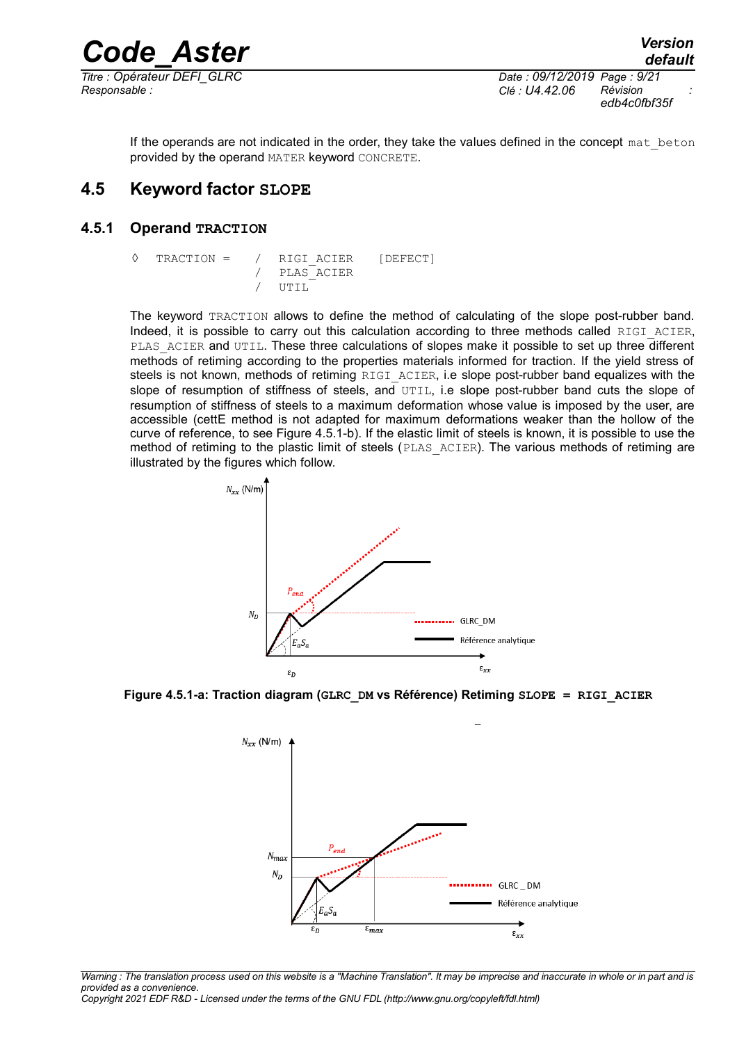If the operands are not indicated in the order, they take the values defined in the concept `mat_beton` provided by the operand `MATER` keyword `CONCRETE`.

## 4.5 Keyword factor SLOPE

### 4.5.1 Operand TRACTION

```
◊  TRACTION =    /  RIGI_ACIER    [DEFECT]
                 /  PLAS_ACIER
                 /  UTIL
```

The keyword `TRACTION` allows to define the method of calculating of the slope post-rubber band. Indeed, it is possible to carry out this calculation according to three methods called `RIGI_ACIER`, `PLAS_ACIER` and `UTIL`. These three calculations of slopes make it possible to set up three different methods of retiming according to the properties materials informed for traction. If the yield stress of steels is not known, methods of retiming `RIGI_ACIER`, i.e slope post-rubber band equalizes with the slope of resumption of stiffness of steels, and `UTIL`, i.e slope post-rubber band cuts the slope of resumption of stiffness of steels to a maximum deformation whose value is imposed by the user, are accessible (cettE method is not adapted for maximum deformations weaker than the hollow of the curve of reference, to see Figure 4.5.1-b). If the elastic limit of steels is known, it is possible to use the method of retiming to the plastic limit of steels (`PLAS_ACIER`). The various methods of retiming are illustrated by the figures which follow.

**Figure 4.5.1-a: Traction diagram (GLRC_DM vs Référence) Retiming SLOPE = RIGI_ACIER**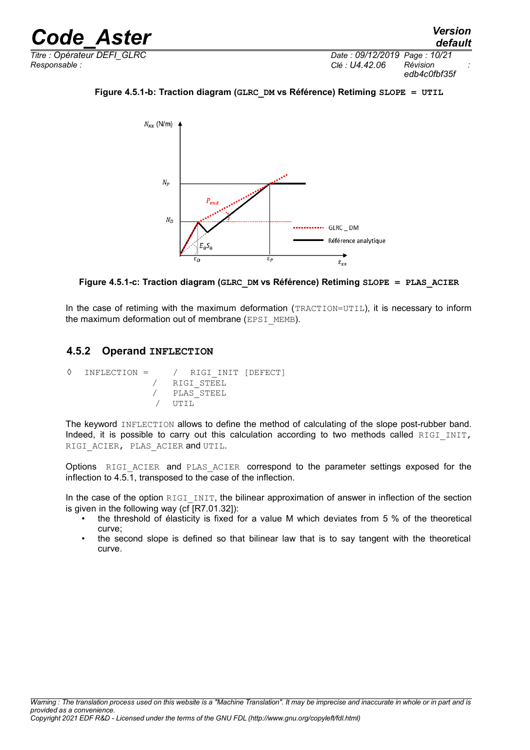**Figure 4.5.1-b: Traction diagram (GLRC_DM vs Référence) Retiming SLOPE = UTIL**

**Figure 4.5.1-c: Traction diagram (GLRC_DM vs Référence) Retiming SLOPE = PLAS_ACIER**

In the case of retiming with the maximum deformation (TRACTION=UTIL), it is necessary to inform the maximum deformation out of membrane (EPSI_MEMB).

### 4.5.2 Operand INFLECTION

```
◊   INFLECTION =      /   RIGI_INIT [DEFECT]
                    /   RIGI_STEEL
                    /   PLAS_STEEL
                     /   UTIL
```

The keyword INFLECTION allows to define the method of calculating of the slope post-rubber band. Indeed, it is possible to carry out this calculation according to two methods called RIGI_INIT, RIGI_ACIER, PLAS_ACIER and UTIL.

Options RIGI_ACIER and PLAS_ACIER correspond to the parameter settings exposed for the inflection to 4.5.1, transposed to the case of the inflection.

In the case of the option RIGI_INIT, the bilinear approximation of answer in inflection of the section is given in the following way (cf [R7.01.32]):

- the threshold of élasticity is fixed for a value M which deviates from 5 % of the theoretical curve;
- the second slope is defined so that bilinear law that is to say tangent with the theoretical curve.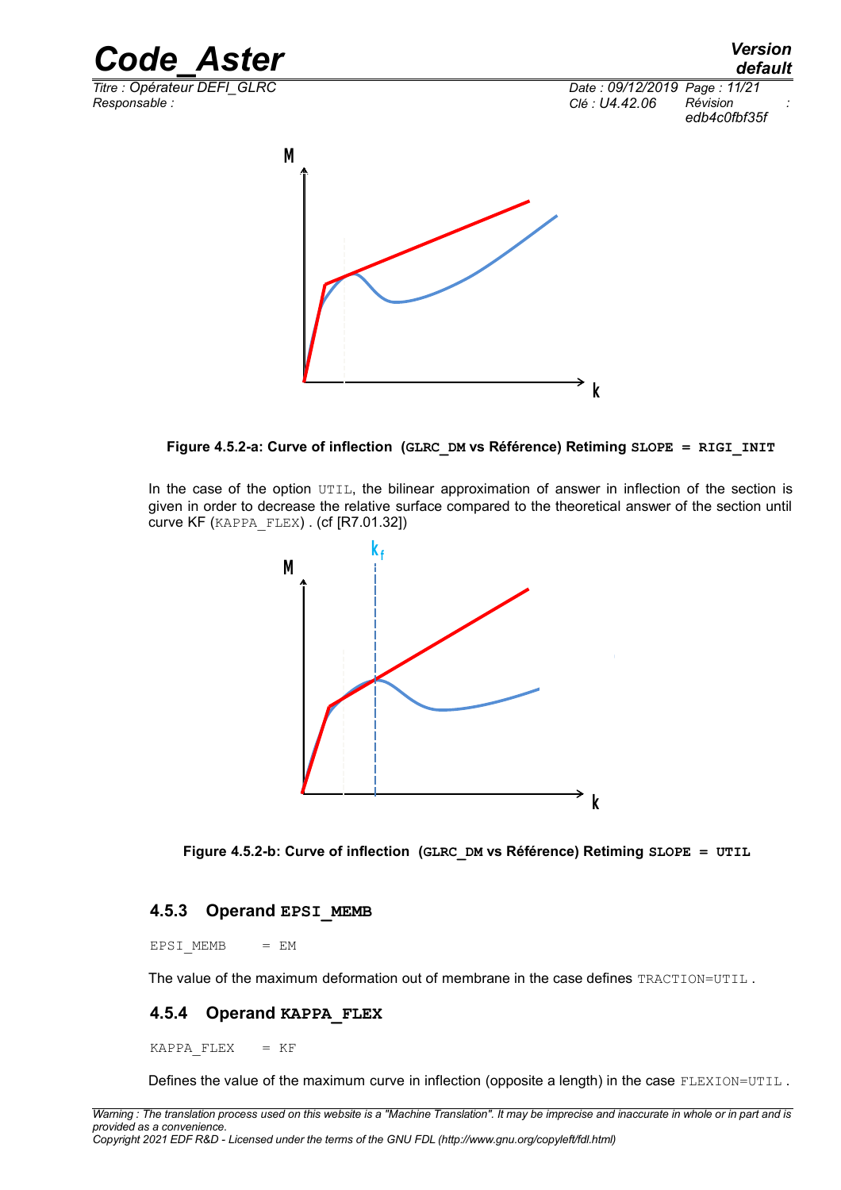Figure 4.5.2-a: Curve of inflection (GLRC_DM vs Référence) Retiming SLOPE = RIGI_INIT

In the case of the option UTIL, the bilinear approximation of answer in inflection of the section is given in order to decrease the relative surface compared to the theoretical answer of the section until curve KF (KAPPA_FLEX) . (cf [R7.01.32])

**Figure 4.5.2-b: Curve of inflection (GLRC_DM vs Référence) Retiming SLOPE = UTIL**

### 4.5.3 Operand EPSI_MEMB

```
EPSI_MEMB    = EM
```

The value of the maximum deformation out of membrane in the case defines TRACTION=UTIL .

### 4.5.4 Operand KAPPA_FLEX

```
KAPPA_FLEX   = KF
```

Defines the value of the maximum curve in inflection (opposite a length) in the case FLEXION=UTIL .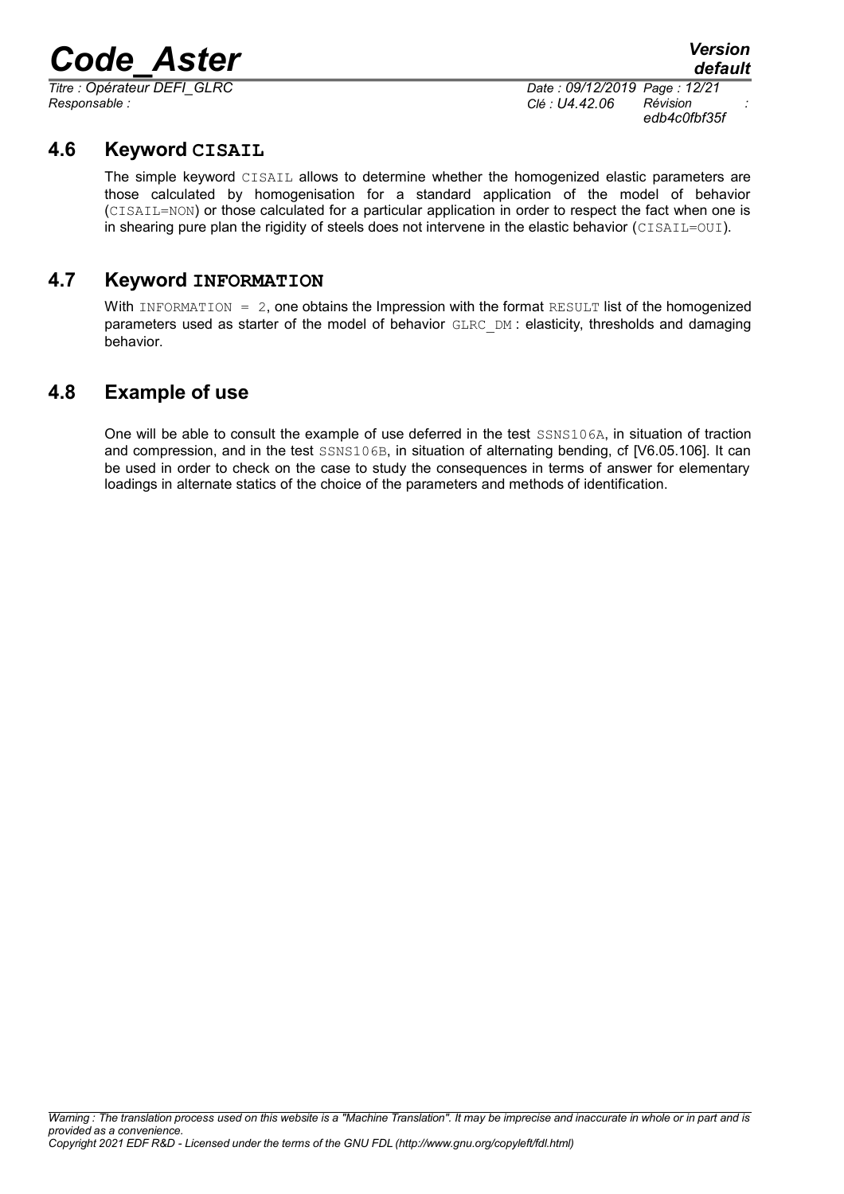## 4.6 Keyword CISAIL

The simple keyword CISAIL allows to determine whether the homogenized elastic parameters are those calculated by homogenisation for a standard application of the model of behavior (CISAIL=NON) or those calculated for a particular application in order to respect the fact when one is in shearing pure plan the rigidity of steels does not intervene in the elastic behavior (CISAIL=OUI).

## 4.7 Keyword INFORMATION

With INFORMATION = 2, one obtains the Impression with the format RESULT list of the homogenized parameters used as starter of the model of behavior GLRC_DM : elasticity, thresholds and damaging behavior.

## 4.8 Example of use

One will be able to consult the example of use deferred in the test SSNS106A, in situation of traction and compression, and in the test SSNS106B, in situation of alternating bending, cf [V6.05.106]. It can be used in order to check on the case to study the consequences in terms of answer for elementary loadings in alternate statics of the choice of the parameters and methods of identification.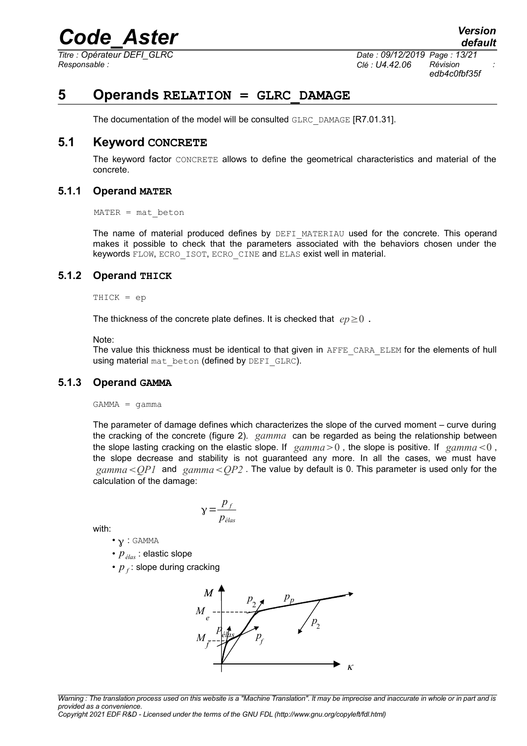# 5 Operands RELATION = GLRC_DAMAGE

The documentation of the model will be consulted GLRC_DAMAGE [R7.01.31].

## 5.1 Keyword CONCRETE

The keyword factor CONCRETE allows to define the geometrical characteristics and material of the concrete.

### 5.1.1 Operand MATER

```
MATER = mat_beton
```

The name of material produced defines by DEFI_MATERIAU used for the concrete. This operand makes it possible to check that the parameters associated with the behaviors chosen under the keywords FLOW, ECRO_ISOT, ECRO_CINE and ELAS exist well in material.

### 5.1.2 Operand THICK

```
THICK = ep
```

The thickness of the concrete plate defines. It is checked that $ep \geq 0$ .

Note:
The value this thickness must be identical to that given in AFFE_CARA_ELEM for the elements of hull using material mat_beton (defined by DEFI_GLRC).

### 5.1.3 Operand GAMMA

```
GAMMA = gamma
```

The parameter of damage defines which characterizes the slope of the curved moment – curve during the cracking of the concrete (figure 2). $gamma$ can be regarded as being the relationship between the slope lasting cracking on the elastic slope. If $gamma > 0$ , the slope is positive. If $gamma < 0$ , the slope decrease and stability is not guaranteed any more. In all the cases, we must have $gamma < QP1$ and $gamma < QP2$ . The value by default is 0. This parameter is used only for the calculation of the damage:

$$\gamma = \frac{p_f}{p_{élas}}$$

with:

- $\gamma$ : GAMMA
- $p_{élas}$ : elastic slope
- $p_f$ : slope during cracking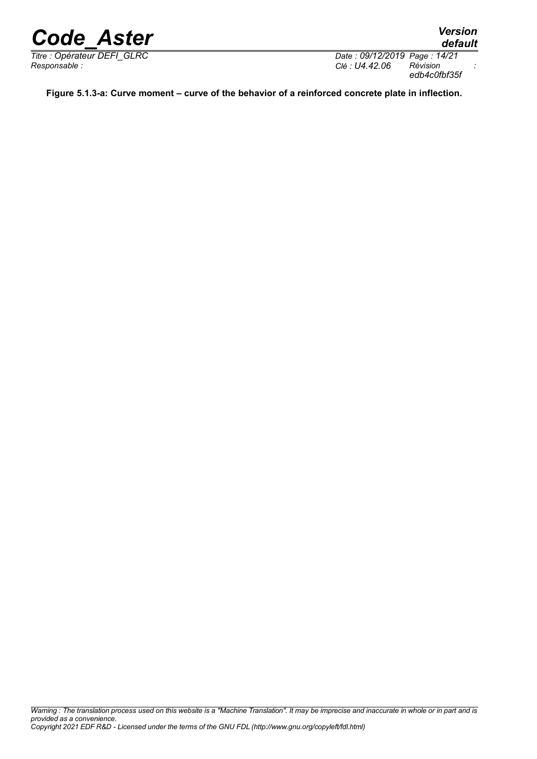**Figure 5.1.3-a: Curve moment – curve of the behavior of a reinforced concrete plate in inflection.**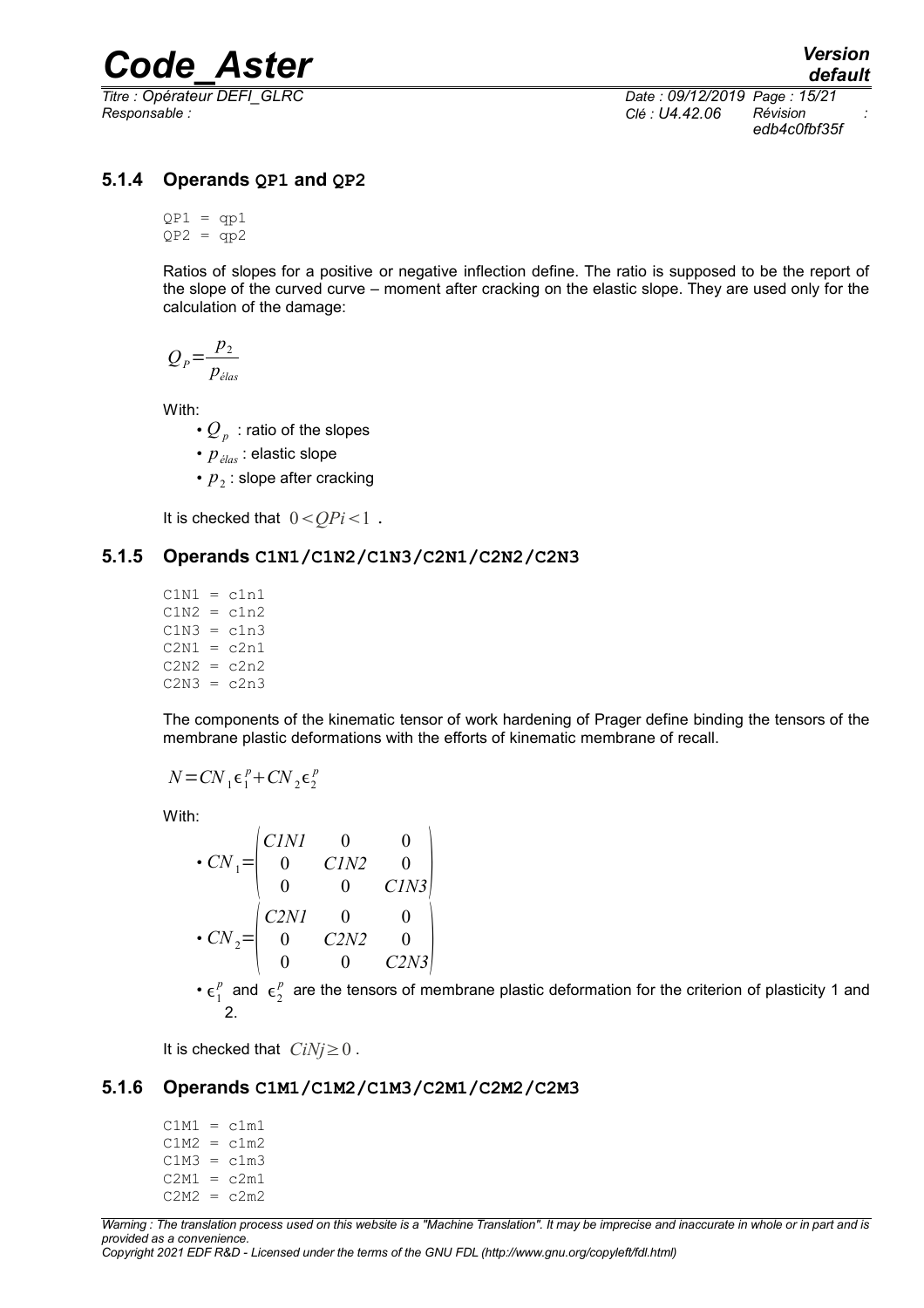### 5.1.4 Operands QP1 and QP2

```
QP1 = qp1
QP2 = qp2
```

Ratios of slopes for a positive or negative inflection define. The ratio is supposed to be the report of the slope of the curved curve – moment after cracking on the elastic slope. They are used only for the calculation of the damage:

$$Q_P = \frac{p_2}{p_{élas}}$$

With:

- $Q_p$ : ratio of the slopes
- $p_{élas}$ : elastic slope
- $p_2$ : slope after cracking

It is checked that $0 < QPi < 1$ .

### 5.1.5 Operands C1N1/C1N2/C1N3/C2N1/C2N2/C2N3

```
C1N1 = c1n1
C1N2 = c1n2
C1N3 = c1n3
C2N1 = c2n1
C2N2 = c2n2
C2N3 = c2n3
```

The components of the kinematic tensor of work hardening of Prager define binding the tensors of the membrane plastic deformations with the efforts of kinematic membrane of recall.

$$N = CN_1 \epsilon_1^p + CN_2 \epsilon_2^p$$

With:

- $CN_1 = \begin{pmatrix} C1N1 & 0 & 0 \\ 0 & C1N2 & 0 \\ 0 & 0 & C1N3 \end{pmatrix}$
- $CN_2 = \begin{pmatrix} C2N1 & 0 & 0 \\ 0 & C2N2 & 0 \\ 0 & 0 & C2N3 \end{pmatrix}$
- $\epsilon_1^p$ and $\epsilon_2^p$ are the tensors of membrane plastic deformation for the criterion of plasticity 1 and 2.

It is checked that $CiNj \geq 0$ .

### 5.1.6 Operands C1M1/C1M2/C1M3/C2M1/C2M2/C2M3

```
C1M1 = c1m1
C1M2 = c1m2
C1M3 = c1m3
C2M1 = c2m1
C2M2 = c2m2
```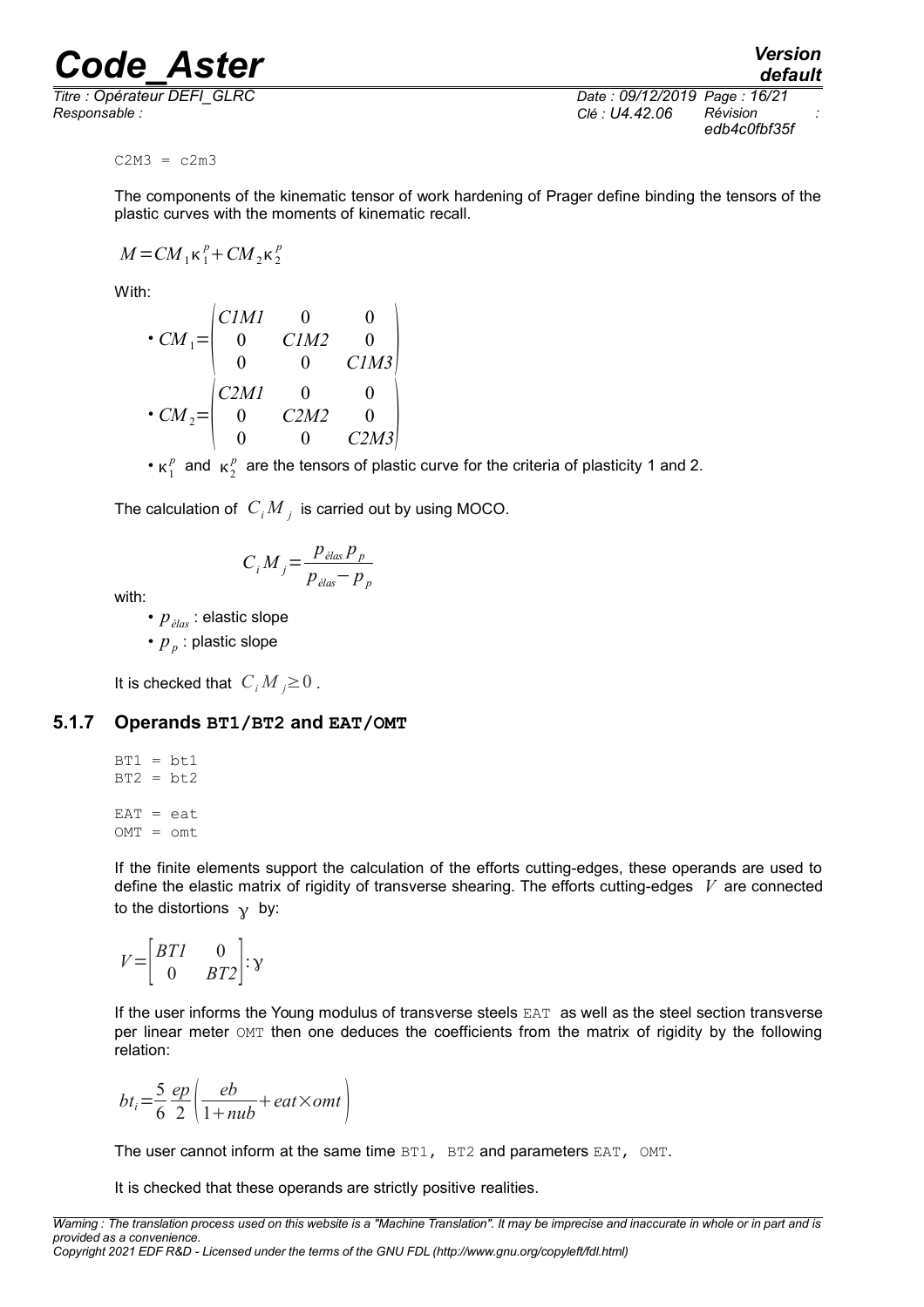```
C2M3 = c2m3
```

The components of the kinematic tensor of work hardening of Prager define binding the tensors of the plastic curves with the moments of kinematic recall.

$$M = CM_1 \kappa_1^p + CM_2 \kappa_2^p$$

With:

- $CM_1 = \begin{pmatrix} C1M1 & 0 & 0 \\ 0 & C1M2 & 0 \\ 0 & 0 & C1M3 \end{pmatrix}$
- $CM_2 = \begin{pmatrix} C2M1 & 0 & 0 \\ 0 & C2M2 & 0 \\ 0 & 0 & C2M3 \end{pmatrix}$
- $\kappa_1^p$ and $\kappa_2^p$ are the tensors of plastic curve for the criteria of plasticity 1 and 2.

The calculation of $C_i M_j$ is carried out by using MOCO.

$$C_i M_j = \frac{p_{élas} p_p}{p_{élas} - p_p}$$

with:

- $p_{élas}$ : elastic slope
- $p_p$ : plastic slope

It is checked that $C_i M_j \geq 0$.

### 5.1.7 Operands **BT1/BT2** and **EAT/OMT**

```
BT1 = bt1
BT2 = bt2

EAT = eat
OMT = omt
```

If the finite elements support the calculation of the efforts cutting-edges, these operands are used to define the elastic matrix of rigidity of transverse shearing. The efforts cutting-edges $V$ are connected to the distortions $\gamma$ by:

$$V = \begin{bmatrix} BT1 & 0 \\ 0 & BT2 \end{bmatrix} : \gamma$$

If the user informs the Young modulus of transverse steels `EAT` as well as the steel section transverse per linear meter `OMT` then one deduces the coefficients from the matrix of rigidity by the following relation:

$$bt_i = \frac{5}{6} \frac{ep}{2} \left( \frac{eb}{1 + nub} + eat \times omt \right)$$

The user cannot inform at the same time `BT1, BT2` and parameters `EAT, OMT`.

It is checked that these operands are strictly positive realities.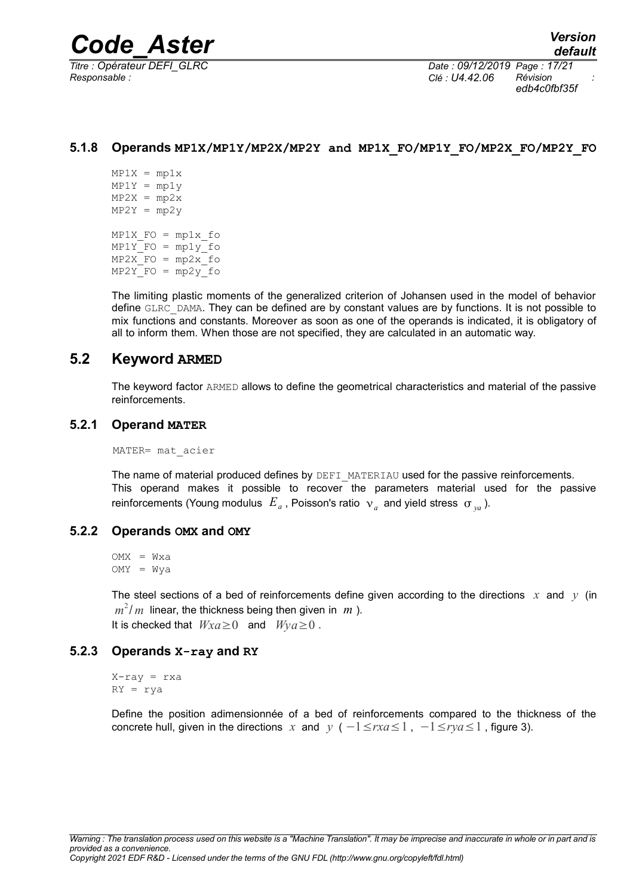### 5.1.8 Operands MP1X/MP1Y/MP2X/MP2Y and MP1X_FO/MP1Y_FO/MP2X_FO/MP2Y_FO

```
MP1X = mp1x
MP1Y = mp1y
MP2X = mp2x
MP2Y = mp2y

MP1X_FO = mp1x_fo
MP1Y_FO = mp1y_fo
MP2X_FO = mp2x_fo
MP2Y_FO = mp2y_fo
```

The limiting plastic moments of the generalized criterion of Johansen used in the model of behavior define GLRC_DAMA. They can be defined are by constant values are by functions. It is not possible to mix functions and constants. Moreover as soon as one of the operands is indicated, it is obligatory of all to inform them. When those are not specified, they are calculated in an automatic way.

## 5.2 Keyword ARMED

The keyword factor ARMED allows to define the geometrical characteristics and material of the passive reinforcements.

### 5.2.1 Operand MATER

```
MATER= mat_acier
```

The name of material produced defines by DEFI_MATERIAU used for the passive reinforcements. This operand makes it possible to recover the parameters material used for the passive reinforcements (Young modulus $E_a$, Poisson's ratio $\nu_a$ and yield stress $\sigma_{ya}$).

### 5.2.2 Operands OMX and OMY

```
OMX = Wxa
OMY = Wya
```

The steel sections of a bed of reinforcements define given according to the directions $x$ and $y$ (in $m^2/m$ linear, the thickness being then given in $m$).
It is checked that $Wxa \geq 0$ and $Wya \geq 0$.

### 5.2.3 Operands X-ray and RY

```
X-ray = rxa
RY = rya
```

Define the position adimensionnée of a bed of reinforcements compared to the thickness of the concrete hull, given in the directions $x$ and $y$ ( $-1 \leq rxa \leq 1$, $-1 \leq rya \leq 1$, figure 3).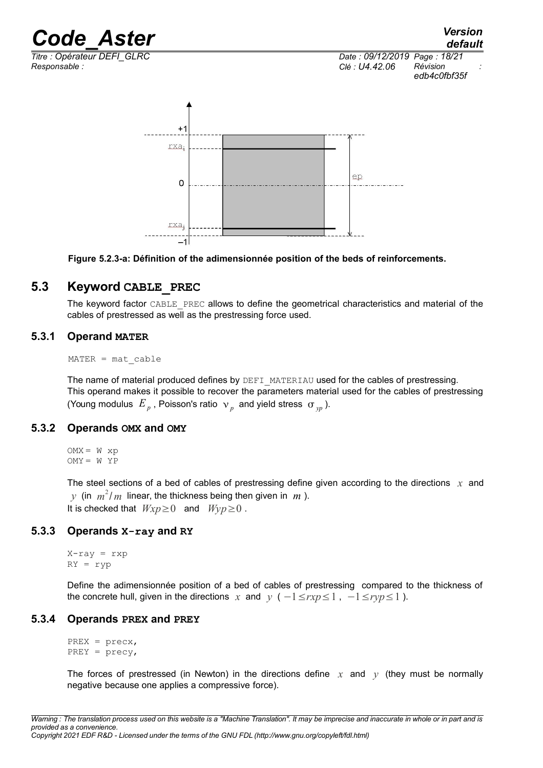Figure 5.2.3-a: Définition of the adimensionnée position of the beds of reinforcements.

## 5.3 Keyword CABLE_PREC

The keyword factor CABLE_PREC allows to define the geometrical characteristics and material of the cables of prestressed as well as the prestressing force used.

### 5.3.1 Operand MATER

```
MATER = mat_cable
```

The name of material produced defines by DEFI_MATERIAU used for the cables of prestressing. This operand makes it possible to recover the parameters material used for the cables of prestressing (Young modulus $E_p$, Poisson's ratio $\nu_p$ and yield stress $\sigma_{yp}$).

### 5.3.2 Operands OMX and OMY

```
OMX = W xp
OMY = W YP
```

The steel sections of a bed of cables of prestressing define given according to the directions $x$ and $y$ (in $m^2/m$ linear, the thickness being then given in $m$).
It is checked that $Wxp \geq 0$ and $Wyp \geq 0$.

### 5.3.3 Operands X-ray and RY

```
X-ray = rxp
RY = ryp
```

Define the adimensionnée position of a bed of cables of prestressing compared to the thickness of the concrete hull, given in the directions $x$ and $y$ ($-1 \leq rxp \leq 1$, $-1 \leq ryp \leq 1$).

### 5.3.4 Operands PREX and PREY

```
PREX = precx,
PREY = precy,
```

The forces of prestressed (in Newton) in the directions define $x$ and $y$ (they must be normally negative because one applies a compressive force).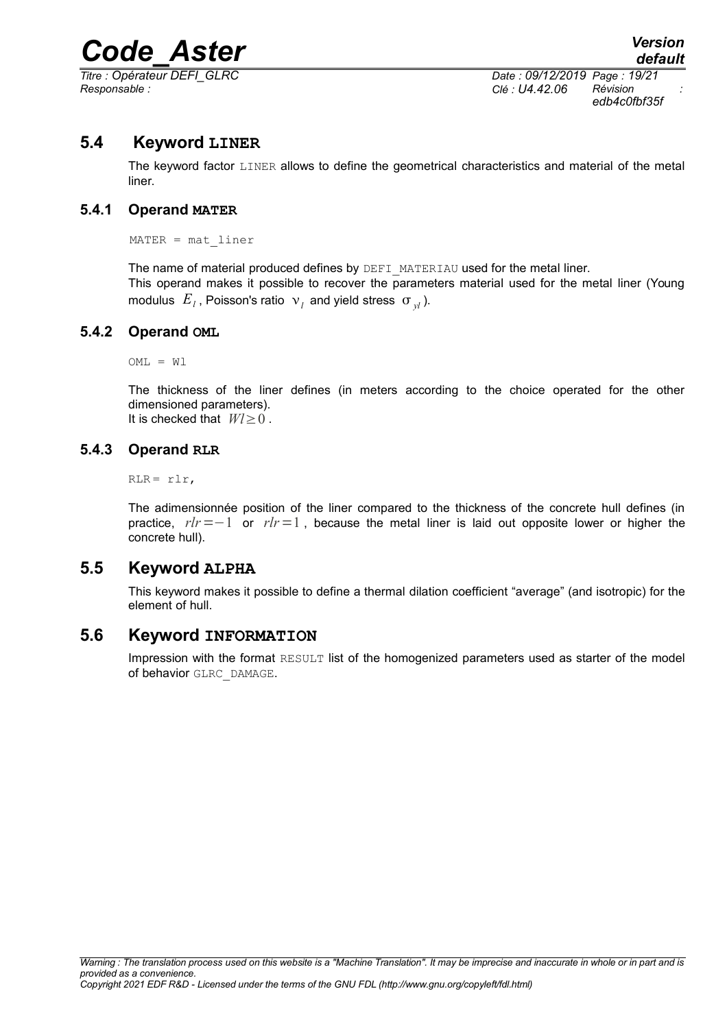## 5.4 Keyword LINER

The keyword factor LINER allows to define the geometrical characteristics and material of the metal liner.

### 5.4.1 Operand MATER

```
MATER = mat_liner
```

The name of material produced defines by DEFI_MATERIAU used for the metal liner.
This operand makes it possible to recover the parameters material used for the metal liner (Young modulus $E_l$, Poisson's ratio $\nu_l$ and yield stress $\sigma_{yl}$).

### 5.4.2 Operand OML

```
OML = Wl
```

The thickness of the liner defines (in meters according to the choice operated for the other dimensioned parameters).
It is checked that $Wl \geq 0$.

### 5.4.3 Operand RLR

```
RLR= rlr,
```

The adimensionnée position of the liner compared to the thickness of the concrete hull defines (in practice, $rlr=-1$ or $rlr=1$, because the metal liner is laid out opposite lower or higher the concrete hull).

## 5.5 Keyword ALPHA

This keyword makes it possible to define a thermal dilation coefficient "average" (and isotropic) for the element of hull.

## 5.6 Keyword INFORMATION

Impression with the format RESULT list of the homogenized parameters used as starter of the model of behavior GLRC_DAMAGE.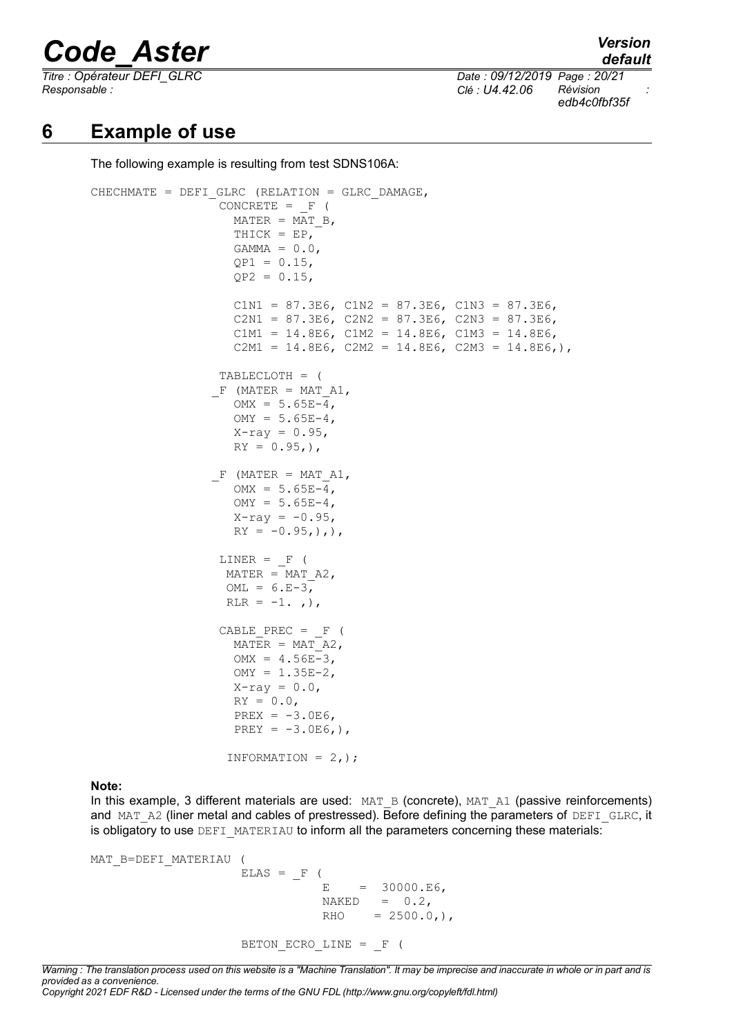# 6 Example of use

The following example is resulting from test SDNS106A:

```
CHECHMATE = DEFI_GLRC (RELATION = GLRC_DAMAGE,
                  CONCRETE = _F (
                    MATER = MAT_B,
                    THICK = EP,
                    GAMMA = 0.0,
                    QP1 = 0.15,
                    QP2 = 0.15,

                    C1N1 = 87.3E6, C1N2 = 87.3E6, C1N3 = 87.3E6,
                    C2N1 = 87.3E6, C2N2 = 87.3E6, C2N3 = 87.3E6,
                    C1M1 = 14.8E6, C1M2 = 14.8E6, C1M3 = 14.8E6,
                    C2M1 = 14.8E6, C2M2 = 14.8E6, C2M3 = 14.8E6,),

                  TABLECLOTH = (
                 _F (MATER = MAT_A1,
                    OMX = 5.65E-4,
                    OMY = 5.65E-4,
                    X-ray = 0.95,
                    RY = 0.95,),

                 _F (MATER = MAT_A1,
                    OMX = 5.65E-4,
                    OMY = 5.65E-4,
                    X-ray = -0.95,
                    RY = -0.95,),),

                  LINER = _F (
                   MATER = MAT_A2,
                   OML = 6.E-3,
                   RLR = -1. ,),

                  CABLE_PREC = _F (
                    MATER = MAT_A2,
                    OMX = 4.56E-3,
                    OMY = 1.35E-2,
                    X-ray = 0.0,
                    RY = 0.0,
                    PREX = -3.0E6,
                    PREY = -3.0E6,),

                   INFORMATION = 2,);
```

**Note:**
In this example, 3 different materials are used: MAT_B (concrete), MAT_A1 (passive reinforcements) and MAT_A2 (liner metal and cables of prestressed). Before defining the parameters of DEFI_GLRC, it is obligatory to use DEFI_MATERIAU to inform all the parameters concerning these materials:

```
MAT_B=DEFI_MATERIAU (
                    ELAS = _F (
                              E     =  30000.E6,
                              NAKED   =  0.2,
                              RHO     = 2500.0,),

                    BETON_ECRO_LINE = _F (
```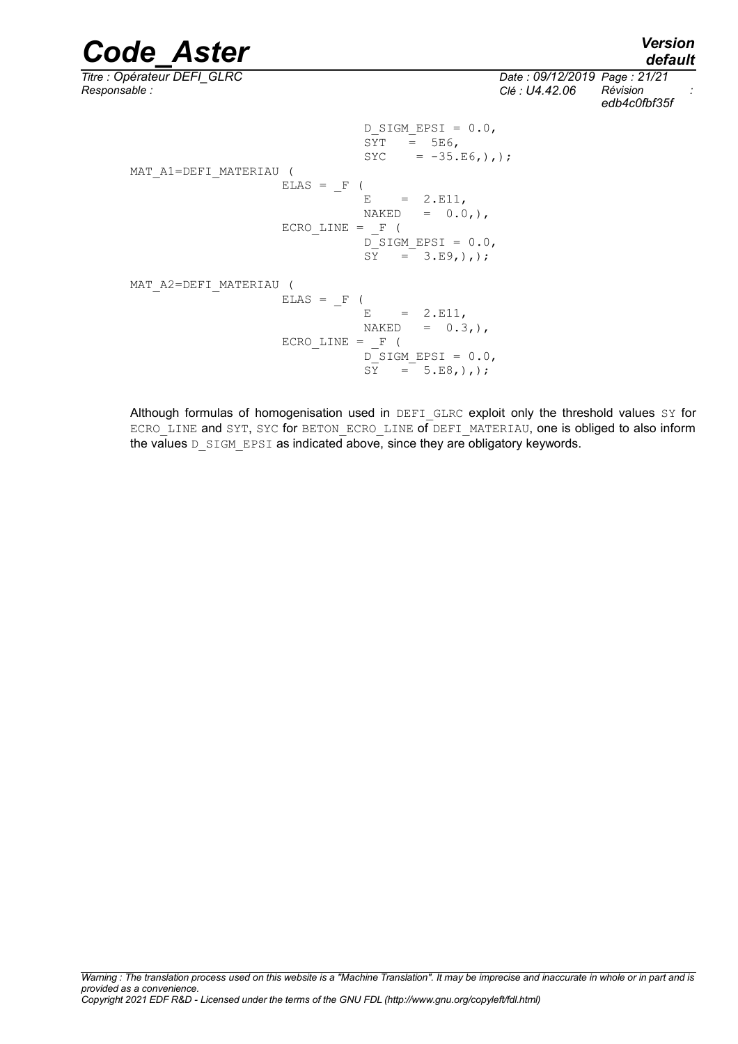```
                        D_SIGM_EPSI = 0.0,
                        SYT    =  5E6,
                        SYC     = -35.E6,),);
MAT_A1=DEFI_MATERIAU (
              ELAS = _F (
                        E     =  2.E11,
                        NAKED    =  0.0,),
              ECRO_LINE = _F (
                        D_SIGM_EPSI = 0.0,
                        SY    =  3.E9,),);

MAT_A2=DEFI_MATERIAU (
              ELAS = _F (
                        E     =  2.E11,
                        NAKED    =  0.3,),
              ECRO_LINE = _F (
                        D_SIGM_EPSI = 0.0,
                        SY    =  5.E8,),);
```

Although formulas of homogenisation used in DEFI_GLRC exploit only the threshold values SY for ECRO_LINE and SYT, SYC for BETON_ECRO_LINE of DEFI_MATERIAU, one is obliged to also inform the values D_SIGM_EPSI as indicated above, since they are obligatory keywords.